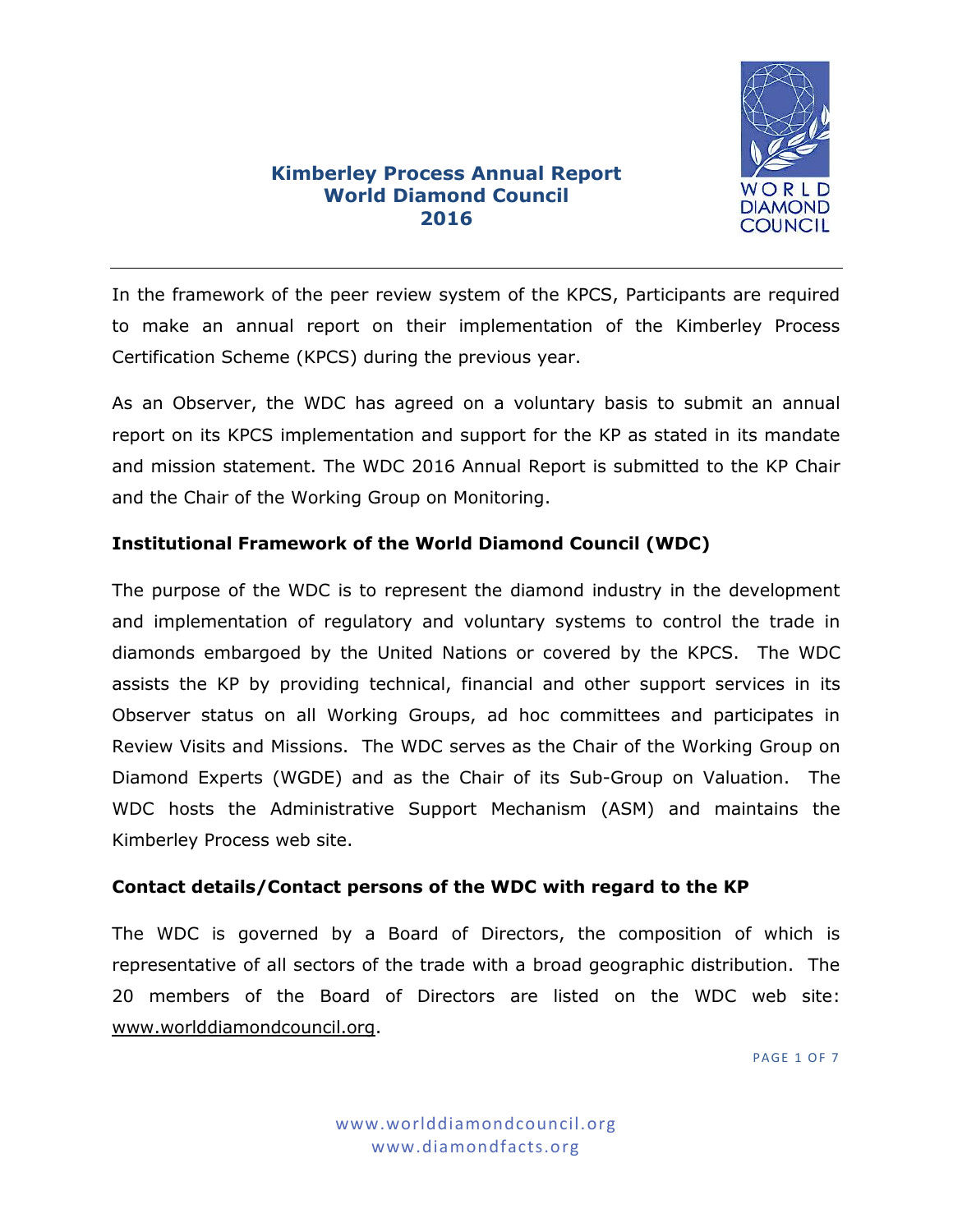# Kimberley Process Annual Report
# World Diamond Council
# 2016

In the framework of the peer review system of the KPCS, Participants are required to make an annual report on their implementation of the Kimberley Process Certification Scheme (KPCS) during the previous year.

As an Observer, the WDC has agreed on a voluntary basis to submit an annual report on its KPCS implementation and support for the KP as stated in its mandate and mission statement. The WDC 2016 Annual Report is submitted to the KP Chair and the Chair of the Working Group on Monitoring.

## Institutional Framework of the World Diamond Council (WDC)

The purpose of the WDC is to represent the diamond industry in the development and implementation of regulatory and voluntary systems to control the trade in diamonds embargoed by the United Nations or covered by the KPCS. The WDC assists the KP by providing technical, financial and other support services in its Observer status on all Working Groups, ad hoc committees and participates in Review Visits and Missions. The WDC serves as the Chair of the Working Group on Diamond Experts (WGDE) and as the Chair of its Sub-Group on Valuation. The WDC hosts the Administrative Support Mechanism (ASM) and maintains the Kimberley Process web site.

## Contact details/Contact persons of the WDC with regard to the KP

The WDC is governed by a Board of Directors, the composition of which is representative of all sectors of the trade with a broad geographic distribution. The 20 members of the Board of Directors are listed on the WDC web site: www.worlddiamondcouncil.org.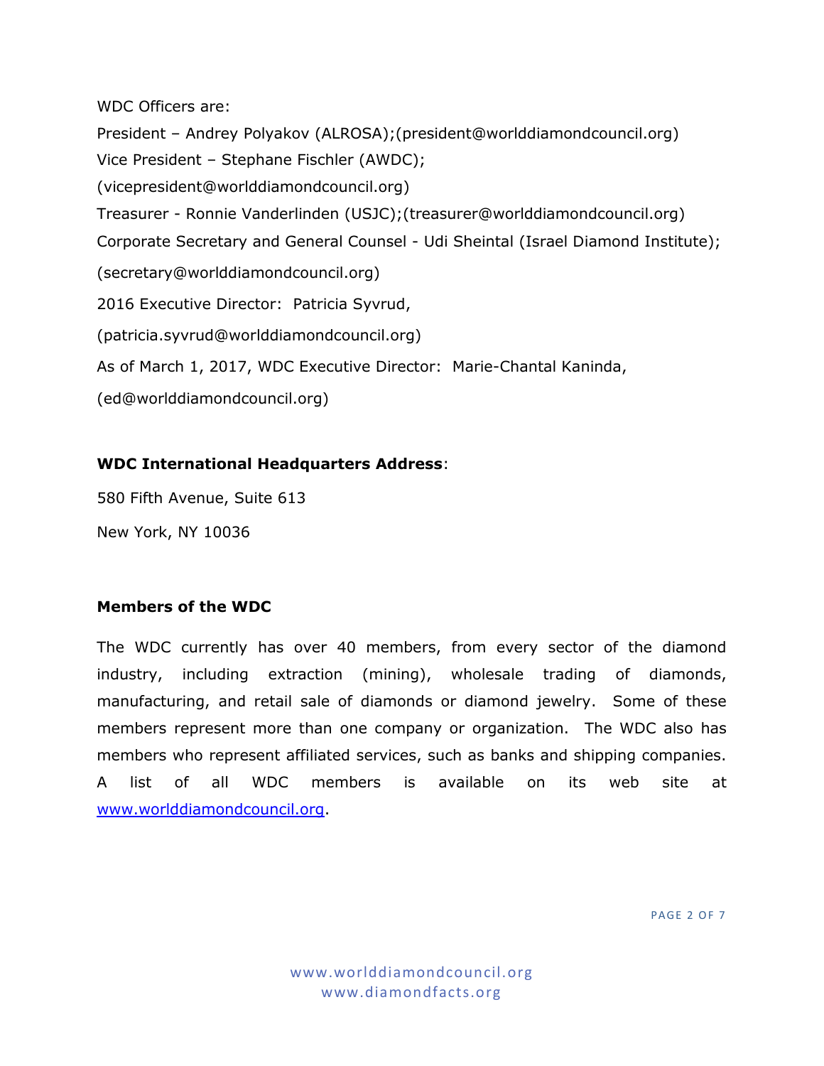WDC Officers are:

President – Andrey Polyakov (ALROSA);(president@worlddiamondcouncil.org)

Vice President – Stephane Fischler (AWDC);

(vicepresident@worlddiamondcouncil.org)

Treasurer - Ronnie Vanderlinden (USJC);(treasurer@worlddiamondcouncil.org)

Corporate Secretary and General Counsel - Udi Sheintal (Israel Diamond Institute);

(secretary@worlddiamondcouncil.org)

2016 Executive Director: Patricia Syvrud,

(patricia.syvrud@worlddiamondcouncil.org)

As of March 1, 2017, WDC Executive Director: Marie-Chantal Kaninda,

(ed@worlddiamondcouncil.org)

**WDC International Headquarters Address**:

580 Fifth Avenue, Suite 613

New York, NY 10036

**Members of the WDC**

The WDC currently has over 40 members, from every sector of the diamond industry, including extraction (mining), wholesale trading of diamonds, manufacturing, and retail sale of diamonds or diamond jewelry. Some of these members represent more than one company or organization. The WDC also has members who represent affiliated services, such as banks and shipping companies. A list of all WDC members is available on its web site at [www.worlddiamondcouncil.org](http://www.worlddiamondcouncil.org).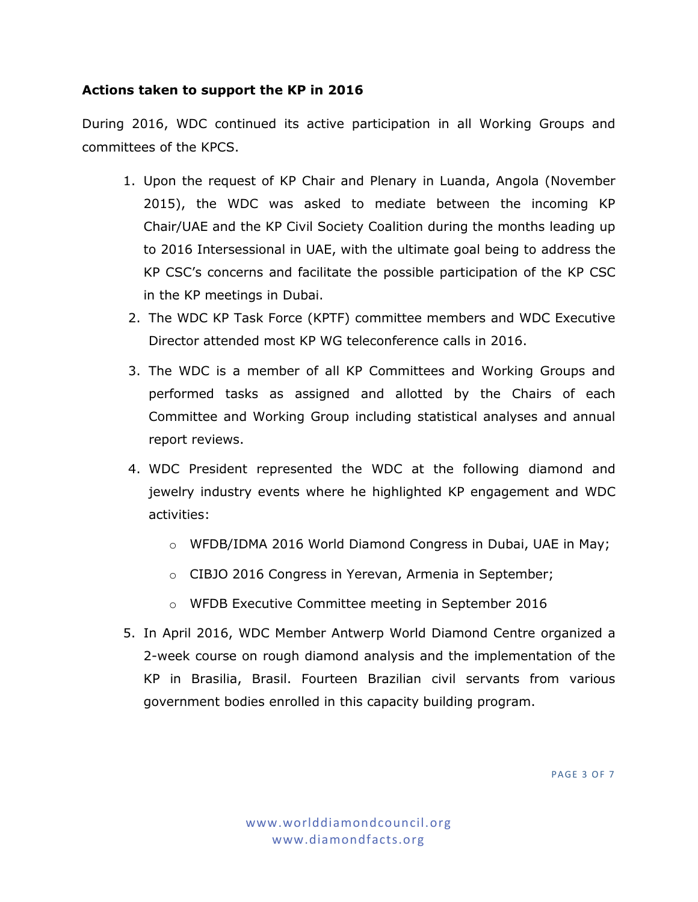**Actions taken to support the KP in 2016**

During 2016, WDC continued its active participation in all Working Groups and committees of the KPCS.

1. Upon the request of KP Chair and Plenary in Luanda, Angola (November 2015), the WDC was asked to mediate between the incoming KP Chair/UAE and the KP Civil Society Coalition during the months leading up to 2016 Intersessional in UAE, with the ultimate goal being to address the KP CSC's concerns and facilitate the possible participation of the KP CSC in the KP meetings in Dubai.
2. The WDC KP Task Force (KPTF) committee members and WDC Executive Director attended most KP WG teleconference calls in 2016.
3. The WDC is a member of all KP Committees and Working Groups and performed tasks as assigned and allotted by the Chairs of each Committee and Working Group including statistical analyses and annual report reviews.
4. WDC President represented the WDC at the following diamond and jewelry industry events where he highlighted KP engagement and WDC activities:
   - WFDB/IDMA 2016 World Diamond Congress in Dubai, UAE in May;
   - CIBJO 2016 Congress in Yerevan, Armenia in September;
   - WFDB Executive Committee meeting in September 2016
5. In April 2016, WDC Member Antwerp World Diamond Centre organized a 2-week course on rough diamond analysis and the implementation of the KP in Brasilia, Brasil. Fourteen Brazilian civil servants from various government bodies enrolled in this capacity building program.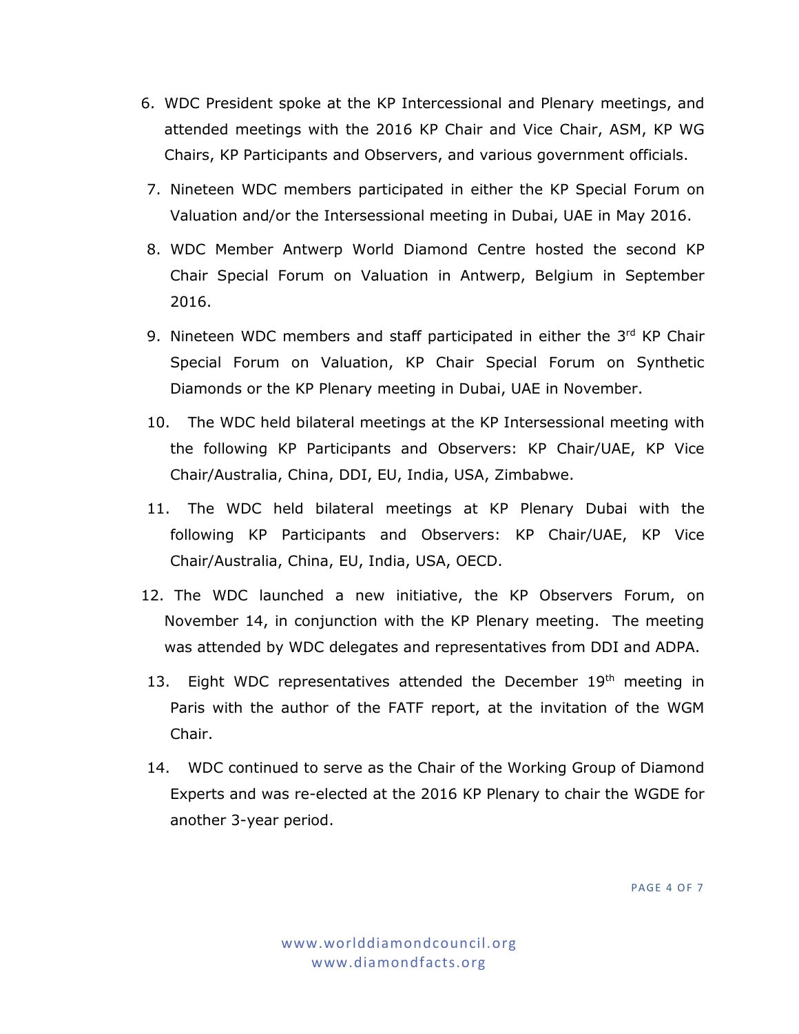6. WDC President spoke at the KP Intercessional and Plenary meetings, and attended meetings with the 2016 KP Chair and Vice Chair, ASM, KP WG Chairs, KP Participants and Observers, and various government officials.
7. Nineteen WDC members participated in either the KP Special Forum on Valuation and/or the Intersessional meeting in Dubai, UAE in May 2016.
8. WDC Member Antwerp World Diamond Centre hosted the second KP Chair Special Forum on Valuation in Antwerp, Belgium in September 2016.
9. Nineteen WDC members and staff participated in either the 3rd KP Chair Special Forum on Valuation, KP Chair Special Forum on Synthetic Diamonds or the KP Plenary meeting in Dubai, UAE in November.
10. The WDC held bilateral meetings at the KP Intersessional meeting with the following KP Participants and Observers: KP Chair/UAE, KP Vice Chair/Australia, China, DDI, EU, India, USA, Zimbabwe.
11. The WDC held bilateral meetings at KP Plenary Dubai with the following KP Participants and Observers: KP Chair/UAE, KP Vice Chair/Australia, China, EU, India, USA, OECD.
12. The WDC launched a new initiative, the KP Observers Forum, on November 14, in conjunction with the KP Plenary meeting. The meeting was attended by WDC delegates and representatives from DDI and ADPA.
13. Eight WDC representatives attended the December 19th meeting in Paris with the author of the FATF report, at the invitation of the WGM Chair.
14. WDC continued to serve as the Chair of the Working Group of Diamond Experts and was re-elected at the 2016 KP Plenary to chair the WGDE for another 3-year period.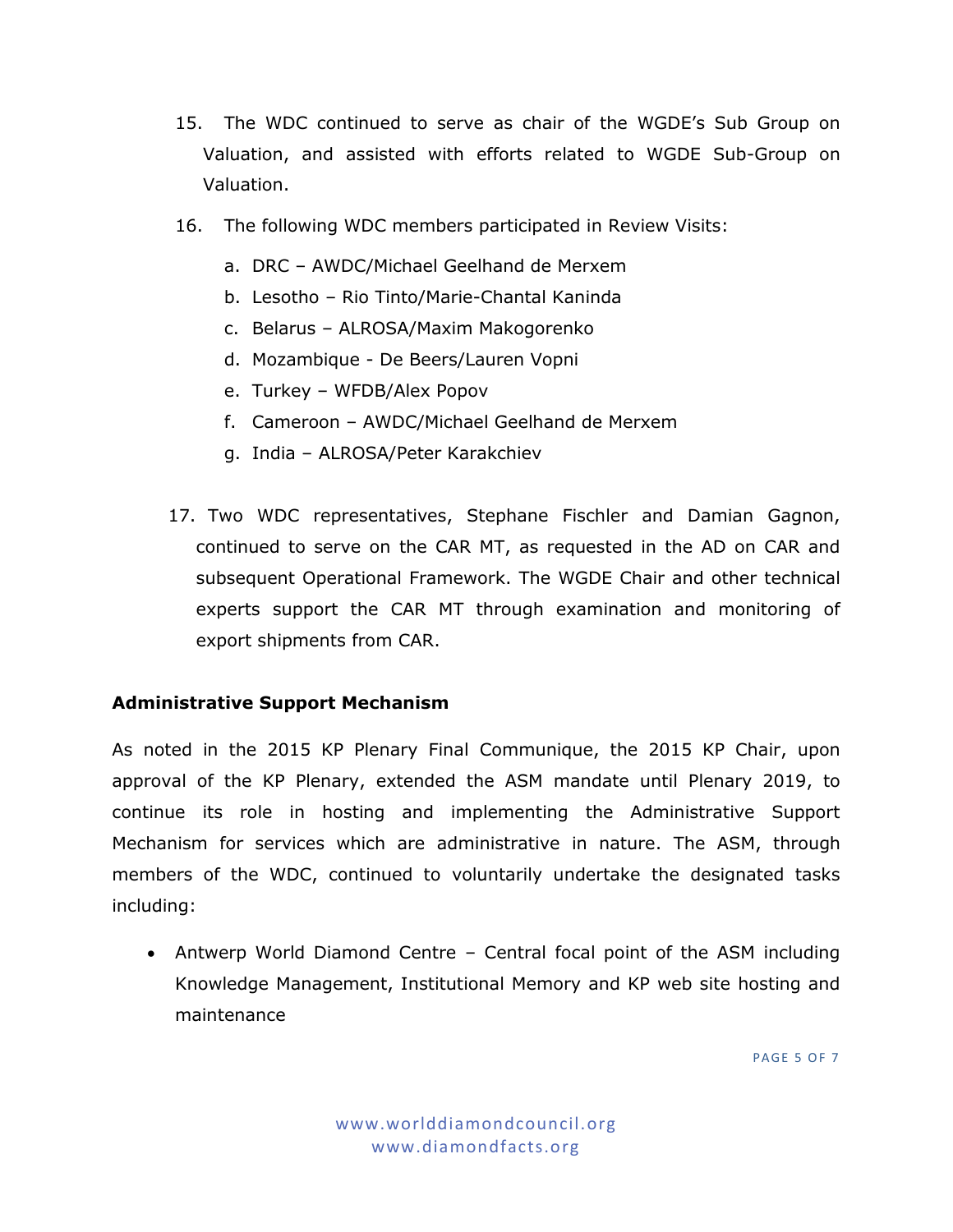15. The WDC continued to serve as chair of the WGDE's Sub Group on Valuation, and assisted with efforts related to WGDE Sub-Group on Valuation.

16. The following WDC members participated in Review Visits:

    a. DRC – AWDC/Michael Geelhand de Merxem
    b. Lesotho – Rio Tinto/Marie-Chantal Kaninda
    c. Belarus – ALROSA/Maxim Makogorenko
    d. Mozambique - De Beers/Lauren Vopni
    e. Turkey – WFDB/Alex Popov
    f. Cameroon – AWDC/Michael Geelhand de Merxem
    g. India – ALROSA/Peter Karakchiev

17. Two WDC representatives, Stephane Fischler and Damian Gagnon, continued to serve on the CAR MT, as requested in the AD on CAR and subsequent Operational Framework. The WGDE Chair and other technical experts support the CAR MT through examination and monitoring of export shipments from CAR.

**Administrative Support Mechanism**

As noted in the 2015 KP Plenary Final Communique, the 2015 KP Chair, upon approval of the KP Plenary, extended the ASM mandate until Plenary 2019, to continue its role in hosting and implementing the Administrative Support Mechanism for services which are administrative in nature. The ASM, through members of the WDC, continued to voluntarily undertake the designated tasks including:

- Antwerp World Diamond Centre – Central focal point of the ASM including Knowledge Management, Institutional Memory and KP web site hosting and maintenance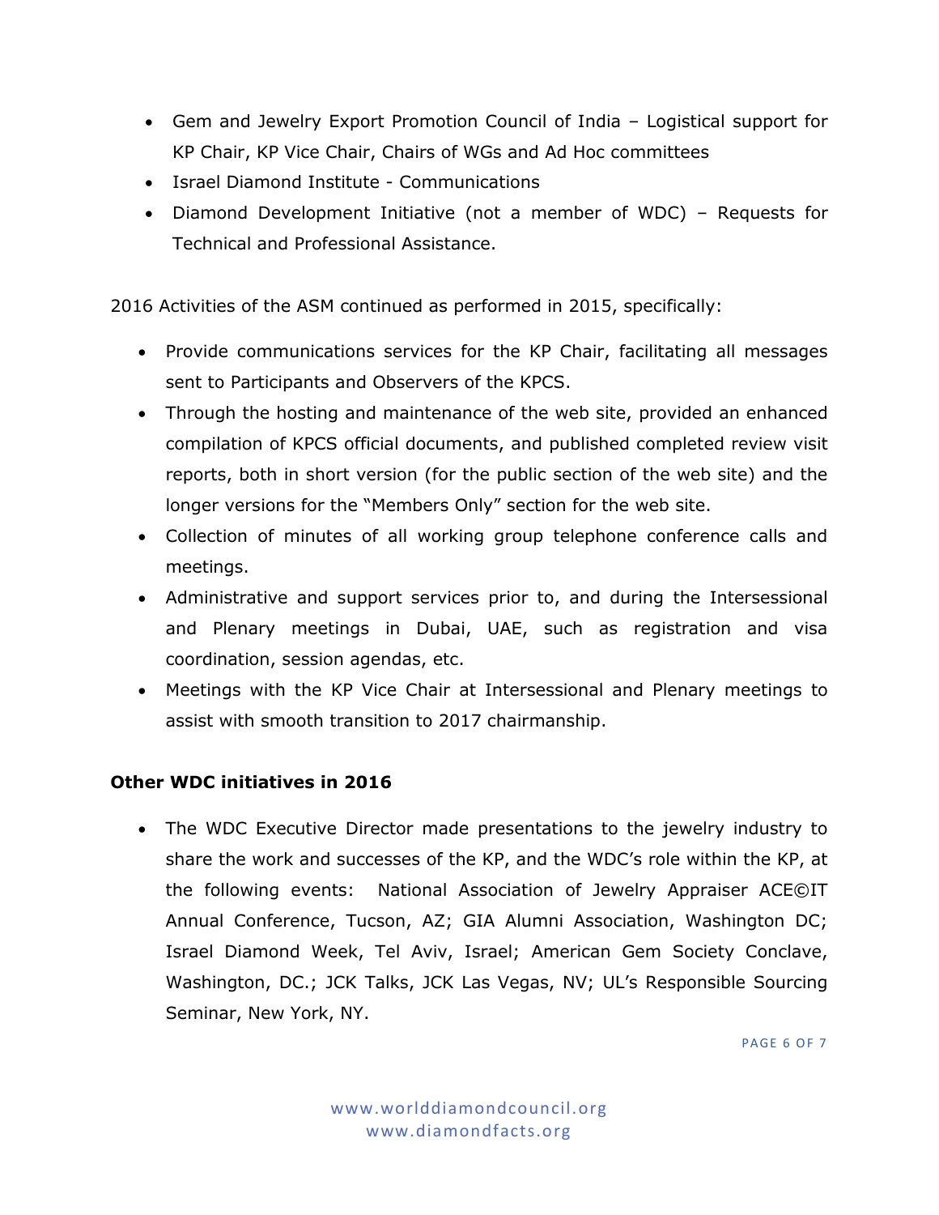- Gem and Jewelry Export Promotion Council of India – Logistical support for KP Chair, KP Vice Chair, Chairs of WGs and Ad Hoc committees
- Israel Diamond Institute - Communications
- Diamond Development Initiative (not a member of WDC) – Requests for Technical and Professional Assistance.

2016 Activities of the ASM continued as performed in 2015, specifically:

- Provide communications services for the KP Chair, facilitating all messages sent to Participants and Observers of the KPCS.
- Through the hosting and maintenance of the web site, provided an enhanced compilation of KPCS official documents, and published completed review visit reports, both in short version (for the public section of the web site) and the longer versions for the "Members Only" section for the web site.
- Collection of minutes of all working group telephone conference calls and meetings.
- Administrative and support services prior to, and during the Intersessional and Plenary meetings in Dubai, UAE, such as registration and visa coordination, session agendas, etc.
- Meetings with the KP Vice Chair at Intersessional and Plenary meetings to assist with smooth transition to 2017 chairmanship.

**Other WDC initiatives in 2016**

- The WDC Executive Director made presentations to the jewelry industry to share the work and successes of the KP, and the WDC's role within the KP, at the following events: National Association of Jewelry Appraiser ACE©IT Annual Conference, Tucson, AZ; GIA Alumni Association, Washington DC; Israel Diamond Week, Tel Aviv, Israel; American Gem Society Conclave, Washington, DC.; JCK Talks, JCK Las Vegas, NV; UL's Responsible Sourcing Seminar, New York, NY.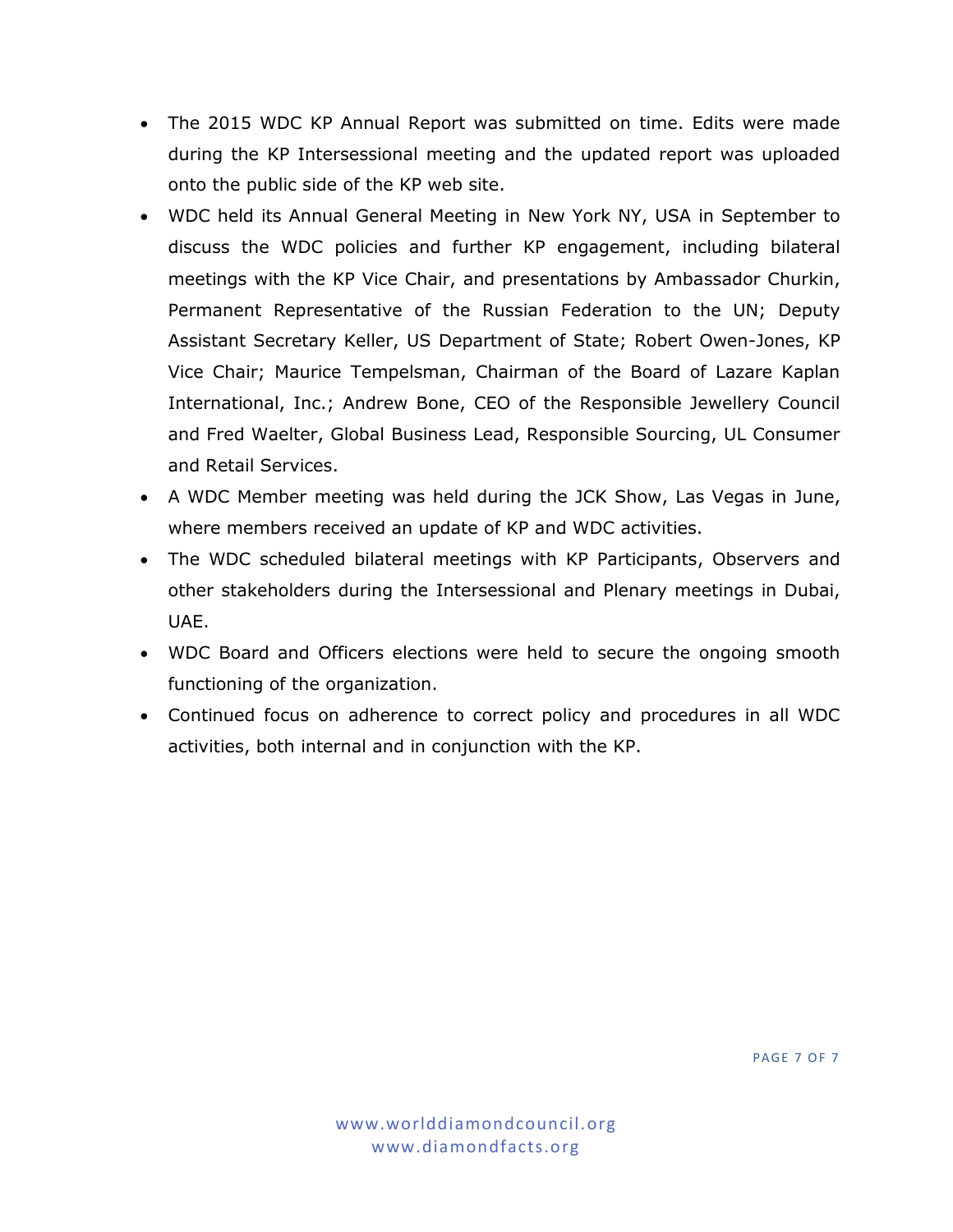- The 2015 WDC KP Annual Report was submitted on time. Edits were made during the KP Intersessional meeting and the updated report was uploaded onto the public side of the KP web site.
- WDC held its Annual General Meeting in New York NY, USA in September to discuss the WDC policies and further KP engagement, including bilateral meetings with the KP Vice Chair, and presentations by Ambassador Churkin, Permanent Representative of the Russian Federation to the UN; Deputy Assistant Secretary Keller, US Department of State; Robert Owen-Jones, KP Vice Chair; Maurice Tempelsman, Chairman of the Board of Lazare Kaplan International, Inc.; Andrew Bone, CEO of the Responsible Jewellery Council and Fred Waelter, Global Business Lead, Responsible Sourcing, UL Consumer and Retail Services.
- A WDC Member meeting was held during the JCK Show, Las Vegas in June, where members received an update of KP and WDC activities.
- The WDC scheduled bilateral meetings with KP Participants, Observers and other stakeholders during the Intersessional and Plenary meetings in Dubai, UAE.
- WDC Board and Officers elections were held to secure the ongoing smooth functioning of the organization.
- Continued focus on adherence to correct policy and procedures in all WDC activities, both internal and in conjunction with the KP.